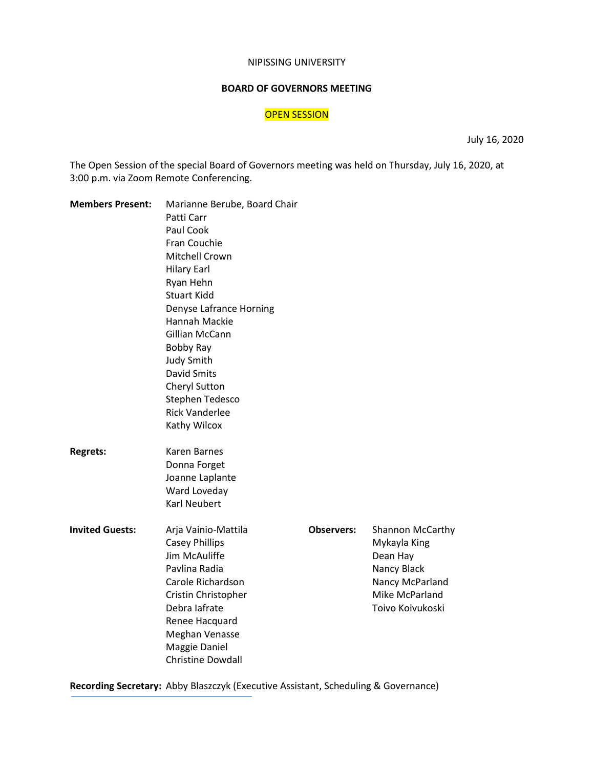NIPISSING UNIVERSITY

**BOARD OF GOVERNORS MEETING**

OPEN SESSION

July 16, 2020

The Open Session of the special Board of Governors meeting was held on Thursday, July 16, 2020, at 3:00 p.m. via Zoom Remote Conferencing.

**Members Present:**
Marianne Berube, Board Chair
Patti Carr
Paul Cook
Fran Couchie
Mitchell Crown
Hilary Earl
Ryan Hehn
Stuart Kidd
Denyse Lafrance Horning
Hannah Mackie
Gillian McCann
Bobby Ray
Judy Smith
David Smits
Cheryl Sutton
Stephen Tedesco
Rick Vanderlee
Kathy Wilcox

**Regrets:**
Karen Barnes
Donna Forget
Joanne Laplante
Ward Loveday
Karl Neubert

**Invited Guests:**
Arja Vainio-Mattila
Casey Phillips
Jim McAuliffe
Pavlina Radia
Carole Richardson
Cristin Christopher
Debra Iafrate
Renee Hacquard
Meghan Venasse
Maggie Daniel
Christine Dowdall

**Observers:**
Shannon McCarthy
Mykayla King
Dean Hay
Nancy Black
Nancy McParland
Mike McParland
Toivo Koivukoski

**Recording Secretary:** Abby Blaszczyk (Executive Assistant, Scheduling & Governance)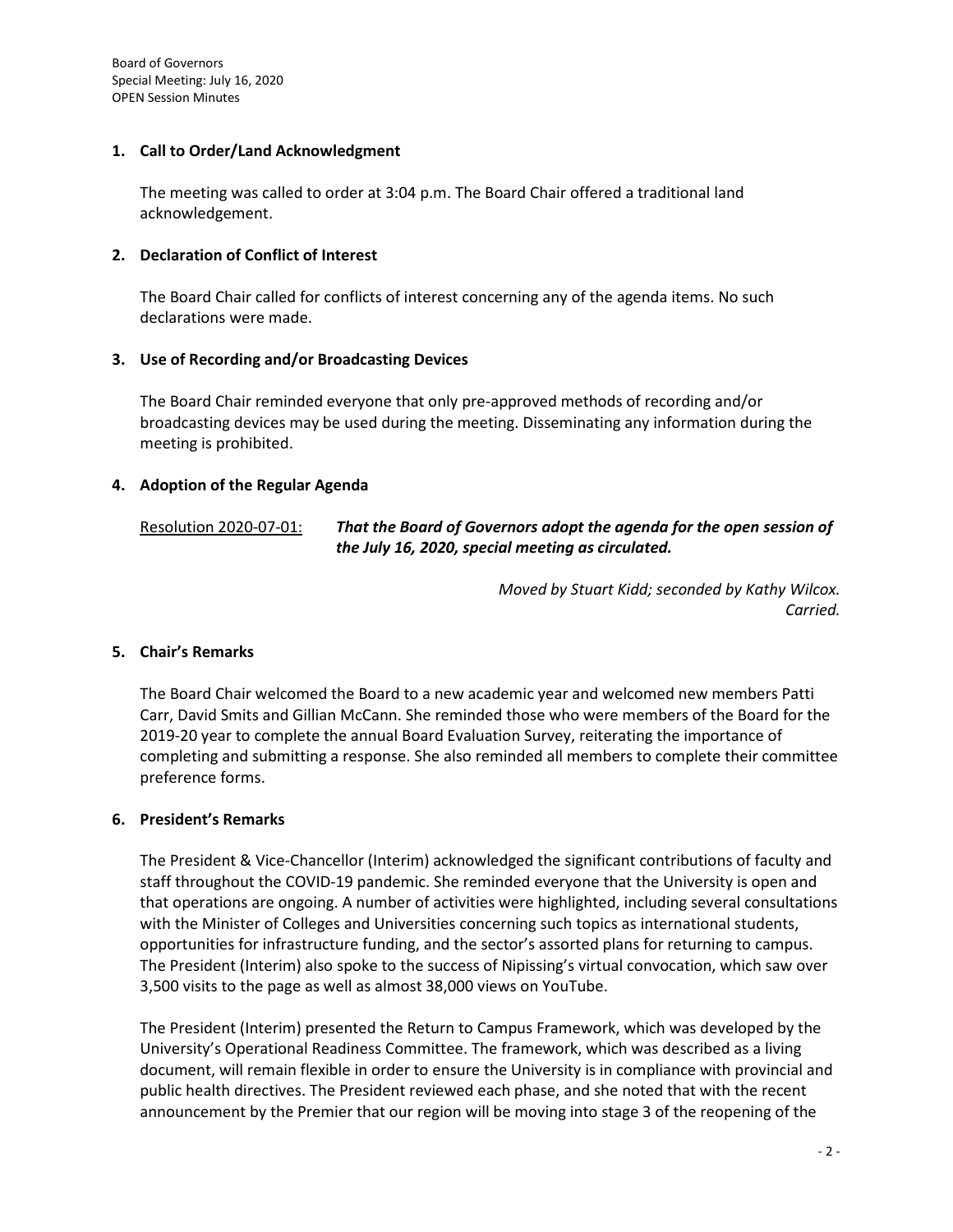## 1. Call to Order/Land Acknowledgment

The meeting was called to order at 3:04 p.m. The Board Chair offered a traditional land acknowledgement.

## 2. Declaration of Conflict of Interest

The Board Chair called for conflicts of interest concerning any of the agenda items. No such declarations were made.

## 3. Use of Recording and/or Broadcasting Devices

The Board Chair reminded everyone that only pre-approved methods of recording and/or broadcasting devices may be used during the meeting. Disseminating any information during the meeting is prohibited.

## 4. Adoption of the Regular Agenda

Resolution 2020-07-01: ***That the Board of Governors adopt the agenda for the open session of the July 16, 2020, special meeting as circulated.***

*Moved by Stuart Kidd; seconded by Kathy Wilcox.*
*Carried.*

## 5. Chair's Remarks

The Board Chair welcomed the Board to a new academic year and welcomed new members Patti Carr, David Smits and Gillian McCann. She reminded those who were members of the Board for the 2019-20 year to complete the annual Board Evaluation Survey, reiterating the importance of completing and submitting a response. She also reminded all members to complete their committee preference forms.

## 6. President's Remarks

The President & Vice-Chancellor (Interim) acknowledged the significant contributions of faculty and staff throughout the COVID-19 pandemic. She reminded everyone that the University is open and that operations are ongoing. A number of activities were highlighted, including several consultations with the Minister of Colleges and Universities concerning such topics as international students, opportunities for infrastructure funding, and the sector's assorted plans for returning to campus. The President (Interim) also spoke to the success of Nipissing's virtual convocation, which saw over 3,500 visits to the page as well as almost 38,000 views on YouTube.

The President (Interim) presented the Return to Campus Framework, which was developed by the University's Operational Readiness Committee. The framework, which was described as a living document, will remain flexible in order to ensure the University is in compliance with provincial and public health directives. The President reviewed each phase, and she noted that with the recent announcement by the Premier that our region will be moving into stage 3 of the reopening of the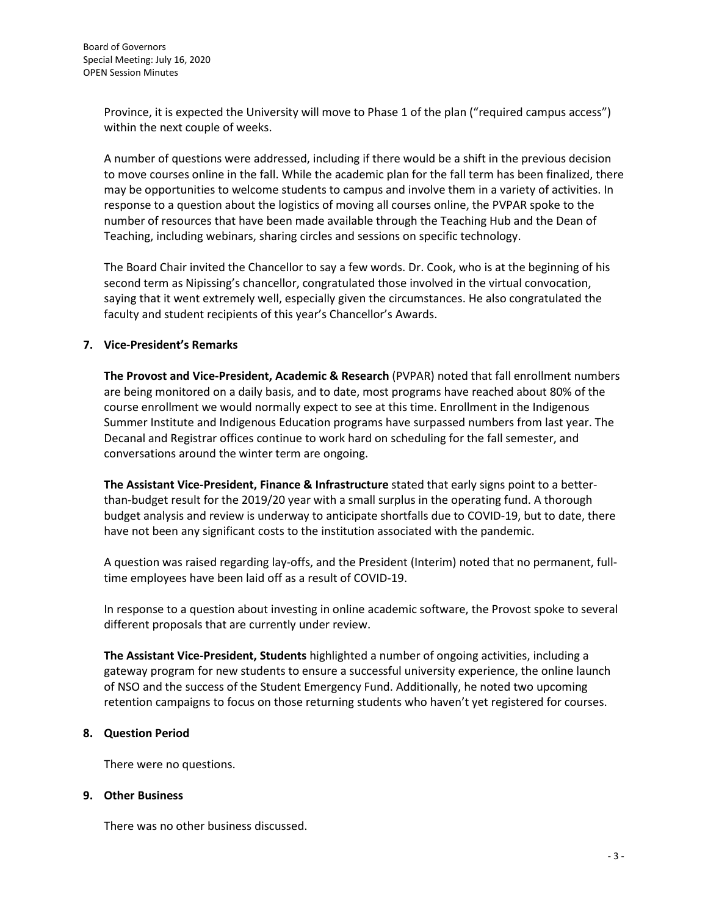Province, it is expected the University will move to Phase 1 of the plan ("required campus access") within the next couple of weeks.

A number of questions were addressed, including if there would be a shift in the previous decision to move courses online in the fall. While the academic plan for the fall term has been finalized, there may be opportunities to welcome students to campus and involve them in a variety of activities. In response to a question about the logistics of moving all courses online, the PVPAR spoke to the number of resources that have been made available through the Teaching Hub and the Dean of Teaching, including webinars, sharing circles and sessions on specific technology.

The Board Chair invited the Chancellor to say a few words. Dr. Cook, who is at the beginning of his second term as Nipissing's chancellor, congratulated those involved in the virtual convocation, saying that it went extremely well, especially given the circumstances. He also congratulated the faculty and student recipients of this year's Chancellor's Awards.

## 7. Vice-President's Remarks

**The Provost and Vice-President, Academic & Research** (PVPAR) noted that fall enrollment numbers are being monitored on a daily basis, and to date, most programs have reached about 80% of the course enrollment we would normally expect to see at this time. Enrollment in the Indigenous Summer Institute and Indigenous Education programs have surpassed numbers from last year. The Decanal and Registrar offices continue to work hard on scheduling for the fall semester, and conversations around the winter term are ongoing.

**The Assistant Vice-President, Finance & Infrastructure** stated that early signs point to a better-than-budget result for the 2019/20 year with a small surplus in the operating fund. A thorough budget analysis and review is underway to anticipate shortfalls due to COVID-19, but to date, there have not been any significant costs to the institution associated with the pandemic.

A question was raised regarding lay-offs, and the President (Interim) noted that no permanent, full-time employees have been laid off as a result of COVID-19.

In response to a question about investing in online academic software, the Provost spoke to several different proposals that are currently under review.

**The Assistant Vice-President, Students** highlighted a number of ongoing activities, including a gateway program for new students to ensure a successful university experience, the online launch of NSO and the success of the Student Emergency Fund. Additionally, he noted two upcoming retention campaigns to focus on those returning students who haven't yet registered for courses.

## 8. Question Period

There were no questions.

## 9. Other Business

There was no other business discussed.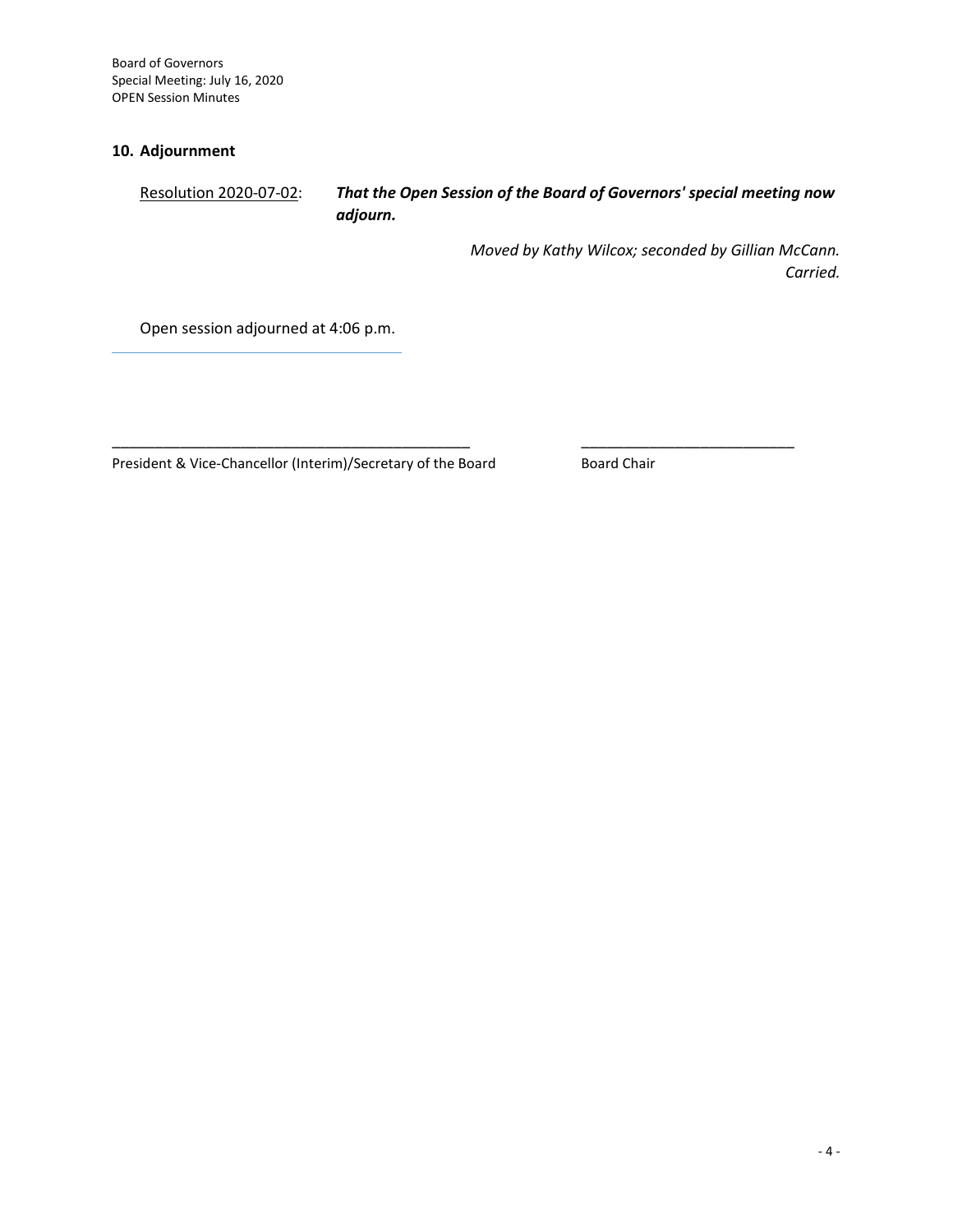## 10. Adjournment

Resolution 2020-07-02: ***That the Open Session of the Board of Governors' special meeting now adjourn.***

*Moved by Kathy Wilcox; seconded by Gillian McCann.*
*Carried.*

Open session adjourned at 4:06 p.m.

---

______________________________________________ ___________________________

President & Vice-Chancellor (Interim)/Secretary of the Board Board Chair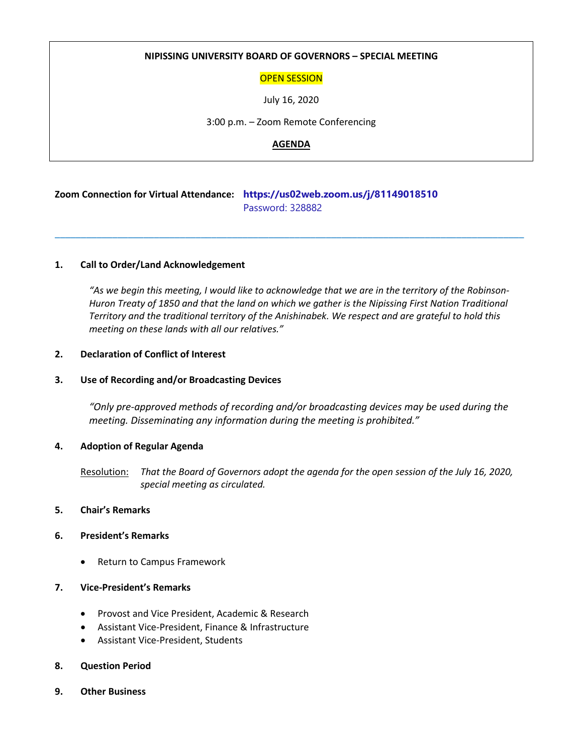**NIPISSING UNIVERSITY BOARD OF GOVERNORS – SPECIAL MEETING**

OPEN SESSION

July 16, 2020

3:00 p.m. – Zoom Remote Conferencing

**AGENDA**

**Zoom Connection for Virtual Attendance:** **https://us02web.zoom.us/j/81149018510**
Password: 328882

---

**1. Call to Order/Land Acknowledgement**

*"As we begin this meeting, I would like to acknowledge that we are in the territory of the Robinson-Huron Treaty of 1850 and that the land on which we gather is the Nipissing First Nation Traditional Territory and the traditional territory of the Anishinabek. We respect and are grateful to hold this meeting on these lands with all our relatives."*

**2. Declaration of Conflict of Interest**

**3. Use of Recording and/or Broadcasting Devices**

*"Only pre-approved methods of recording and/or broadcasting devices may be used during the meeting. Disseminating any information during the meeting is prohibited."*

**4. Adoption of Regular Agenda**

Resolution: *That the Board of Governors adopt the agenda for the open session of the July 16, 2020, special meeting as circulated.*

**5. Chair's Remarks**

**6. President's Remarks**

- Return to Campus Framework

**7. Vice-President's Remarks**

- Provost and Vice President, Academic & Research
- Assistant Vice-President, Finance & Infrastructure
- Assistant Vice-President, Students

**8. Question Period**

**9. Other Business**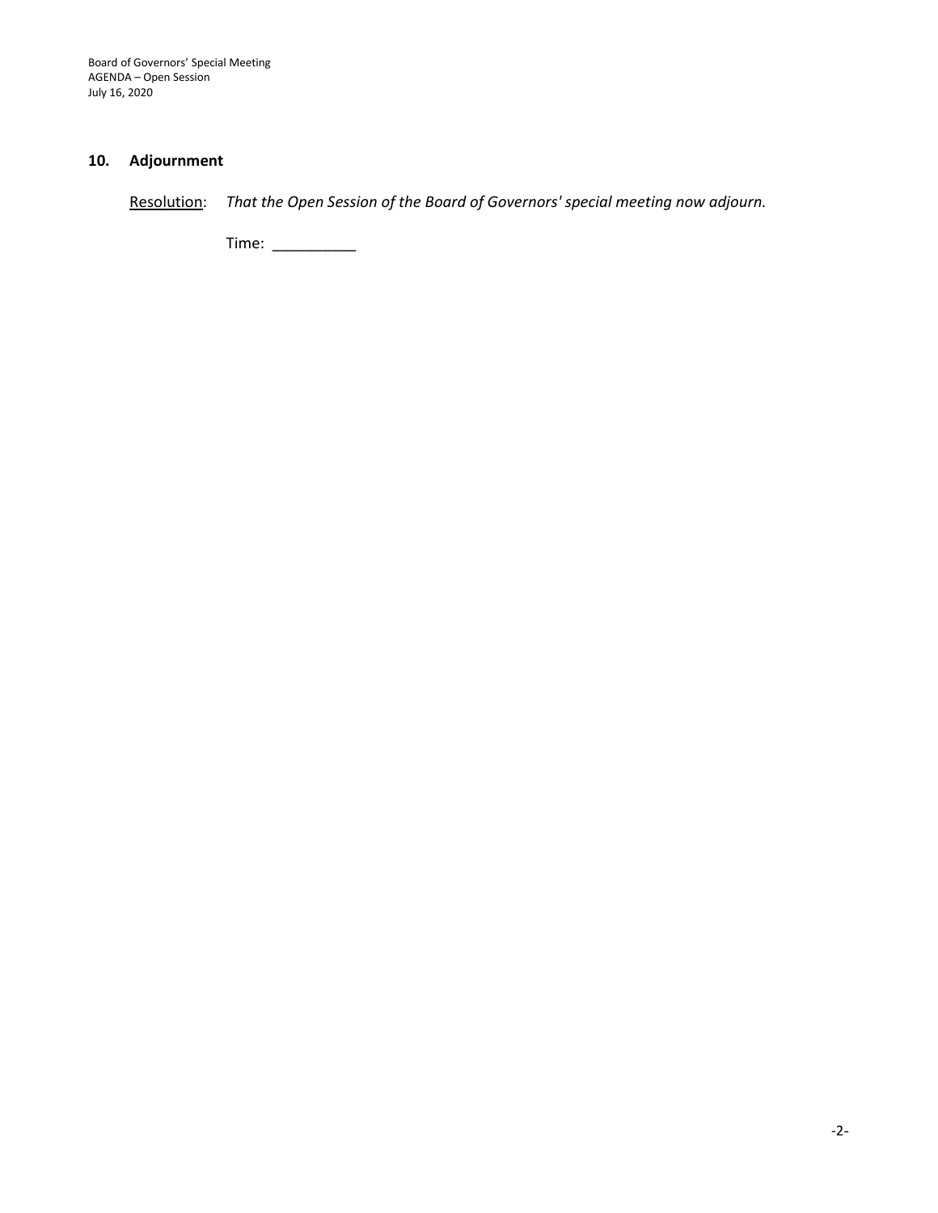## 10. Adjournment

Resolution: *That the Open Session of the Board of Governors' special meeting now adjourn.*

Time: __________